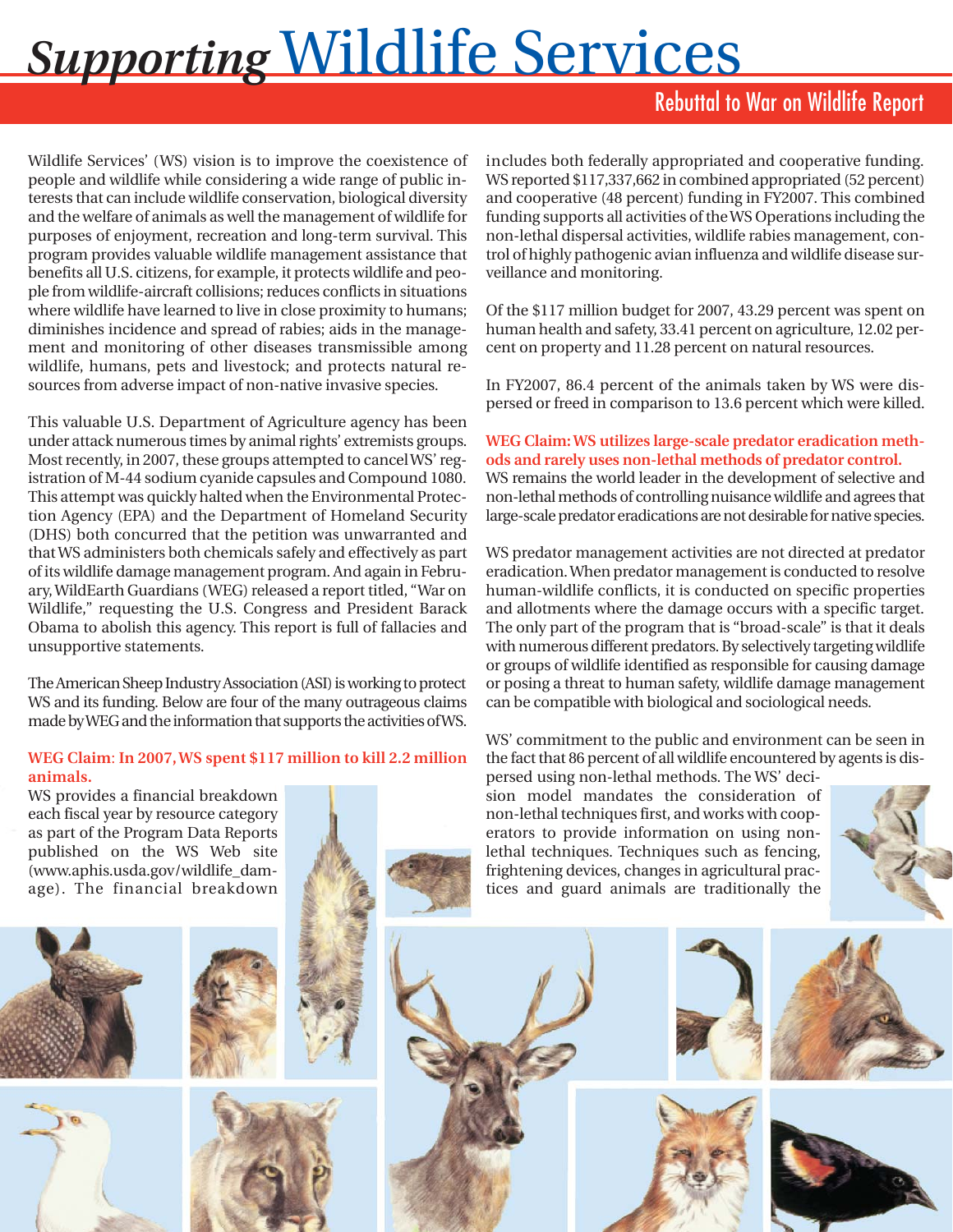# *Supporting* Wildlife Services

## Rebuttal to War on Wildlife Report

Wildlife Services' (WS) vision is to improve the coexistence of people and wildlife while considering a wide range of public interests that can include wildlife conservation, biological diversity and the welfare of animals as well the management of wildlife for purposes of enjoyment, recreation and long-term survival. This program provides valuable wildlife management assistance that benefits all U.S. citizens, for example, it protects wildlife and people from wildlife-aircraft collisions; reduces conflicts in situations where wildlife have learned to live in close proximity to humans; diminishes incidence and spread of rabies; aids in the management and monitoring of other diseases transmissible among wildlife, humans, pets and livestock; and protects natural resources from adverse impact of non-native invasive species.

This valuable U.S. Department of Agriculture agency has been under attack numerous times by animal rights' extremists groups. Most recently, in 2007, these groups attempted to cancel WS' registration of M-44 sodium cyanide capsules and Compound 1080. This attempt was quickly halted when the Environmental Protection Agency (EPA) and the Department of Homeland Security (DHS) both concurred that the petition was unwarranted and that WS administers both chemicals safely and effectively as part of its wildlife damage management program. And again in February, WildEarth Guardians (WEG) released a report titled, "War on Wildlife," requesting the U.S. Congress and President Barack Obama to abolish this agency. This report is full of fallacies and unsupportive statements.

The American Sheep Industry Association (ASI) is working to protect WS and its funding. Below are four of the many outrageous claims made by WEG and the information that supports the activities of WS.

**WEG Claim: In 2007, WS spent $117 million to kill 2.2 million animals.**

WS provides a financial breakdown each fiscal year by resource category as part of the Program Data Reports published on the WS Web site (www.aphis.usda.gov/wildlife_damage). The financial breakdown includes both federally appropriated and cooperative funding. WS reported $117,337,662 in combined appropriated (52 percent) and cooperative (48 percent) funding in FY2007. This combined funding supports all activities of the WS Operations including the non-lethal dispersal activities, wildlife rabies management, control of highly pathogenic avian influenza and wildlife disease surveillance and monitoring.

Of the $117 million budget for 2007, 43.29 percent was spent on human health and safety, 33.41 percent on agriculture, 12.02 percent on property and 11.28 percent on natural resources.

In FY2007, 86.4 percent of the animals taken by WS were dispersed or freed in comparison to 13.6 percent which were killed.

**WEG Claim: WS utilizes large-scale predator eradication methods and rarely uses non-lethal methods of predator control.**

WS remains the world leader in the development of selective and non-lethal methods of controlling nuisance wildlife and agrees that large-scale predator eradications are not desirable for native species.

WS predator management activities are not directed at predator eradication. When predator management is conducted to resolve human-wildlife conflicts, it is conducted on specific properties and allotments where the damage occurs with a specific target. The only part of the program that is "broad-scale" is that it deals with numerous different predators. By selectively targeting wildlife or groups of wildlife identified as responsible for causing damage or posing a threat to human safety, wildlife damage management can be compatible with biological and sociological needs.

WS' commitment to the public and environment can be seen in the fact that 86 percent of all wildlife encountered by agents is dispersed using non-lethal methods. The WS' decision model mandates the consideration of non-lethal techniques first, and works with cooperators to provide information on using non-lethal techniques. Techniques such as fencing, frightening devices, changes in agricultural practices and guard animals are traditionally the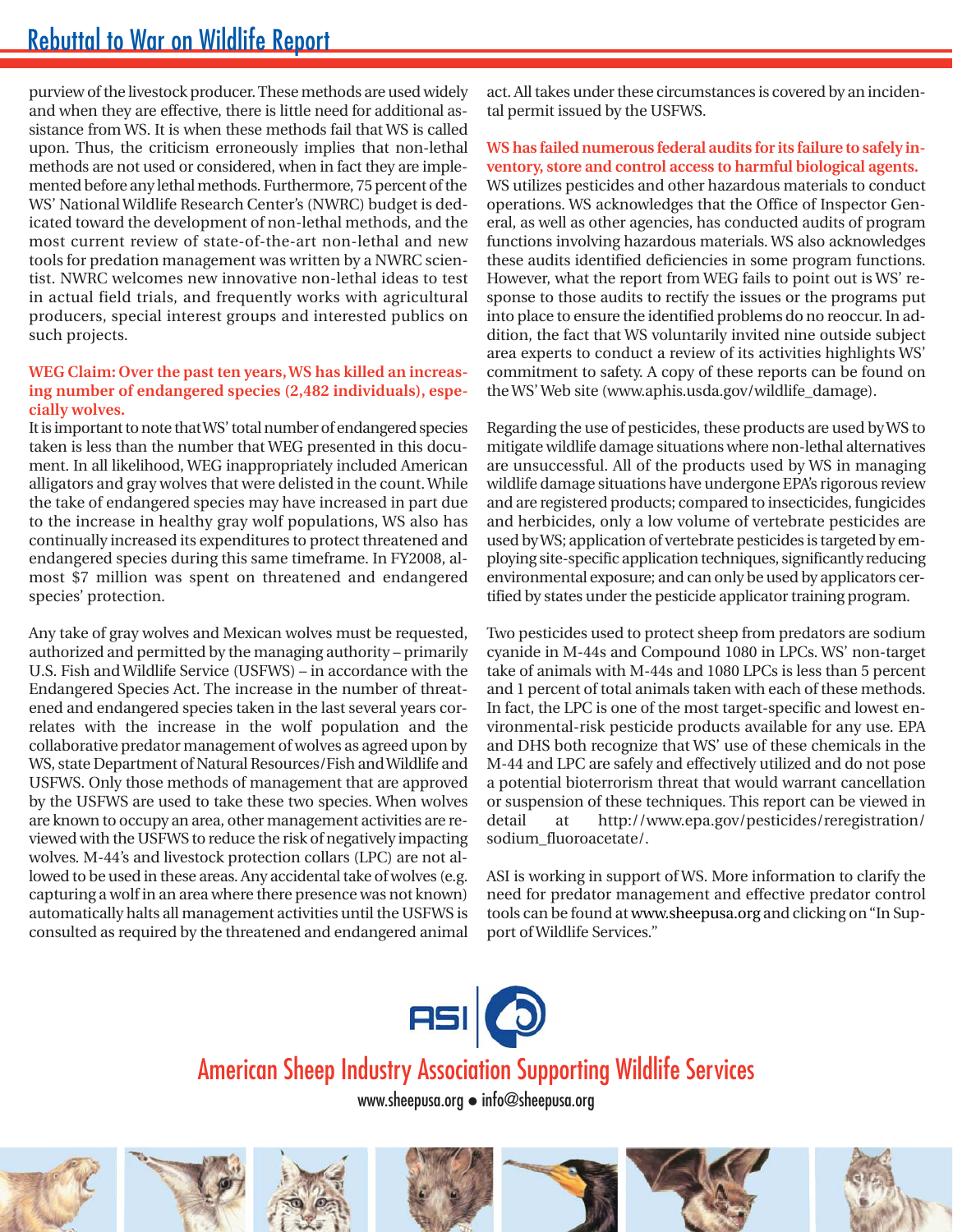purview of the livestock producer. These methods are used widely and when they are effective, there is little need for additional assistance from WS. It is when these methods fail that WS is called upon. Thus, the criticism erroneously implies that non-lethal methods are not used or considered, when in fact they are implemented before any lethal methods. Furthermore, 75 percent of the WS' National Wildlife Research Center's (NWRC) budget is dedicated toward the development of non-lethal methods, and the most current review of state-of-the-art non-lethal and new tools for predation management was written by a NWRC scientist. NWRC welcomes new innovative non-lethal ideas to test in actual field trials, and frequently works with agricultural producers, special interest groups and interested publics on such projects.

**WEG Claim: Over the past ten years, WS has killed an increasing number of endangered species (2,482 individuals), especially wolves.**

It is important to note that WS' total number of endangered species taken is less than the number that WEG presented in this document. In all likelihood, WEG inappropriately included American alligators and gray wolves that were delisted in the count. While the take of endangered species may have increased in part due to the increase in healthy gray wolf populations, WS also has continually increased its expenditures to protect threatened and endangered species during this same timeframe. In FY2008, almost $7 million was spent on threatened and endangered species' protection.

Any take of gray wolves and Mexican wolves must be requested, authorized and permitted by the managing authority – primarily U.S. Fish and Wildlife Service (USFWS) – in accordance with the Endangered Species Act. The increase in the number of threatened and endangered species taken in the last several years correlates with the increase in the wolf population and the collaborative predator management of wolves as agreed upon by WS, state Department of Natural Resources/Fish and Wildlife and USFWS. Only those methods of management that are approved by the USFWS are used to take these two species. When wolves are known to occupy an area, other management activities are reviewed with the USFWS to reduce the risk of negatively impacting wolves. M-44's and livestock protection collars (LPC) are not allowed to be used in these areas. Any accidental take of wolves (e.g. capturing a wolf in an area where there presence was not known) automatically halts all management activities until the USFWS is consulted as required by the threatened and endangered animal act. All takes under these circumstances is covered by an incidental permit issued by the USFWS.

**WS has failed numerous federal audits for its failure to safely inventory, store and control access to harmful biological agents.**

WS utilizes pesticides and other hazardous materials to conduct operations. WS acknowledges that the Office of Inspector General, as well as other agencies, has conducted audits of program functions involving hazardous materials. WS also acknowledges these audits identified deficiencies in some program functions. However, what the report from WEG fails to point out is WS' response to those audits to rectify the issues or the programs put into place to ensure the identified problems do no reoccur. In addition, the fact that WS voluntarily invited nine outside subject area experts to conduct a review of its activities highlights WS' commitment to safety. A copy of these reports can be found on the WS' Web site (www.aphis.usda.gov/wildlife_damage).

Regarding the use of pesticides, these products are used by WS to mitigate wildlife damage situations where non-lethal alternatives are unsuccessful. All of the products used by WS in managing wildlife damage situations have undergone EPA's rigorous review and are registered products; compared to insecticides, fungicides and herbicides, only a low volume of vertebrate pesticides are used by WS; application of vertebrate pesticides is targeted by employing site-specific application techniques, significantly reducing environmental exposure; and can only be used by applicators certified by states under the pesticide applicator training program.

Two pesticides used to protect sheep from predators are sodium cyanide in M-44s and Compound 1080 in LPCs. WS' non-target take of animals with M-44s and 1080 LPCs is less than 5 percent and 1 percent of total animals taken with each of these methods. In fact, the LPC is one of the most target-specific and lowest environmental-risk pesticide products available for any use. EPA and DHS both recognize that WS' use of these chemicals in the M-44 and LPC are safely and effectively utilized and do not pose a potential bioterrorism threat that would warrant cancellation or suspension of these techniques. This report can be viewed in detail at http://www.epa.gov/pesticides/reregistration/sodium_fluoroacetate/.

ASI is working in support of WS. More information to clarify the need for predator management and effective predator control tools can be found at www.sheepusa.org and clicking on "In Support of Wildlife Services."

ASI

American Sheep Industry Association Supporting Wildlife Services

www.sheepusa.org ● info@sheepusa.org